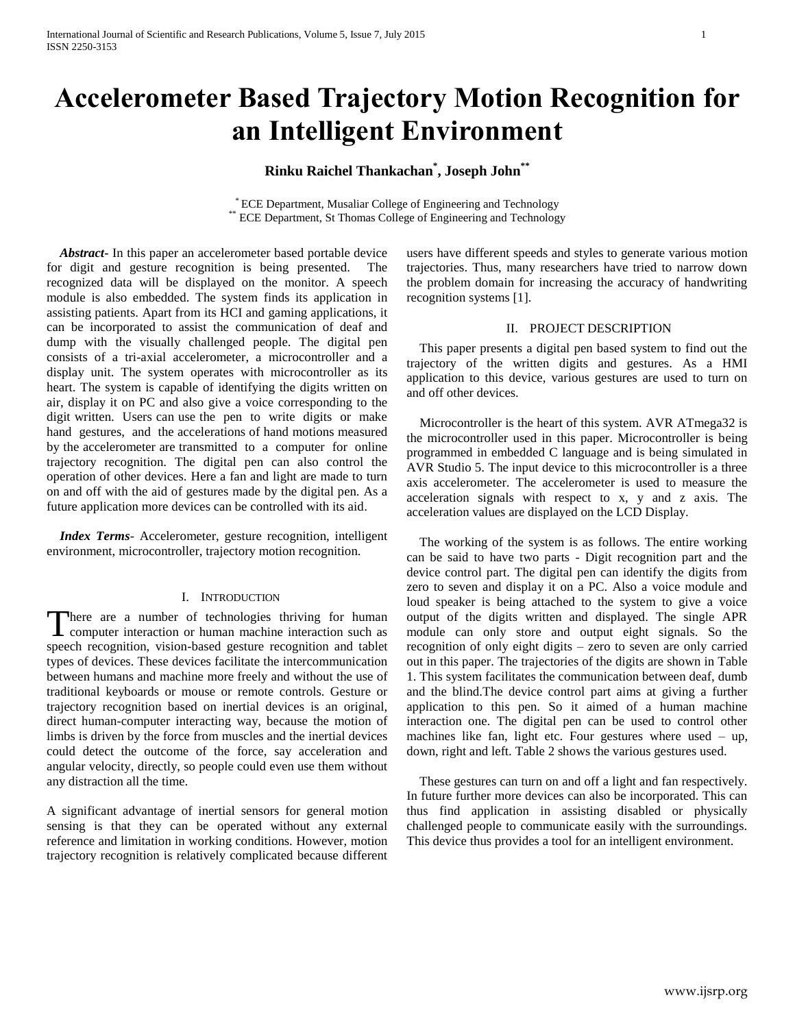# Accelerometer Based Trajectory Motion Recognition for an Intelligent Environment

**Rinku Raichel Thankachan[*], Joseph John[**]**

[*] ECE Department, Musaliar College of Engineering and Technology
[**] ECE Department, St Thomas College of Engineering and Technology

***Abstract-*** In this paper an accelerometer based portable device for digit and gesture recognition is being presented. The recognized data will be displayed on the monitor. A speech module is also embedded. The system finds its application in assisting patients. Apart from its HCI and gaming applications, it can be incorporated to assist the communication of deaf and dump with the visually challenged people. The digital pen consists of a tri-axial accelerometer, a microcontroller and a display unit. The system operates with microcontroller as its heart. The system is capable of identifying the digits written on air, display it on PC and also give a voice corresponding to the digit written. Users can use the pen to write digits or make hand gestures, and the accelerations of hand motions measured by the accelerometer are transmitted to a computer for online trajectory recognition. The digital pen can also control the operation of other devices. Here a fan and light are made to turn on and off with the aid of gestures made by the digital pen. As a future application more devices can be controlled with its aid.

***Index Terms-*** Accelerometer, gesture recognition, intelligent environment, microcontroller, trajectory motion recognition.

## I. Introduction

There are a number of technologies thriving for human computer interaction or human machine interaction such as speech recognition, vision-based gesture recognition and tablet types of devices. These devices facilitate the intercommunication between humans and machine more freely and without the use of traditional keyboards or mouse or remote controls. Gesture or trajectory recognition based on inertial devices is an original, direct human-computer interacting way, because the motion of limbs is driven by the force from muscles and the inertial devices could detect the outcome of the force, say acceleration and angular velocity, directly, so people could even use them without any distraction all the time.

A significant advantage of inertial sensors for general motion sensing is that they can be operated without any external reference and limitation in working conditions. However, motion trajectory recognition is relatively complicated because different users have different speeds and styles to generate various motion trajectories. Thus, many researchers have tried to narrow down the problem domain for increasing the accuracy of handwriting recognition systems [1].

## II. Project Description

This paper presents a digital pen based system to find out the trajectory of the written digits and gestures. As a HMI application to this device, various gestures are used to turn on and off other devices.

Microcontroller is the heart of this system. AVR ATmega32 is the microcontroller used in this paper. Microcontroller is being programmed in embedded C language and is being simulated in AVR Studio 5. The input device to this microcontroller is a three axis accelerometer. The accelerometer is used to measure the acceleration signals with respect to x, y and z axis. The acceleration values are displayed on the LCD Display.

The working of the system is as follows. The entire working can be said to have two parts - Digit recognition part and the device control part. The digital pen can identify the digits from zero to seven and display it on a PC. Also a voice module and loud speaker is being attached to the system to give a voice output of the digits written and displayed. The single APR module can only store and output eight signals. So the recognition of only eight digits – zero to seven are only carried out in this paper. The trajectories of the digits are shown in Table 1. This system facilitates the communication between deaf, dumb and the blind.The device control part aims at giving a further application to this pen. So it aimed of a human machine interaction one. The digital pen can be used to control other machines like fan, light etc. Four gestures where used – up, down, right and left. Table 2 shows the various gestures used.

These gestures can turn on and off a light and fan respectively. In future further more devices can also be incorporated. This can thus find application in assisting disabled or physically challenged people to communicate easily with the surroundings. This device thus provides a tool for an intelligent environment.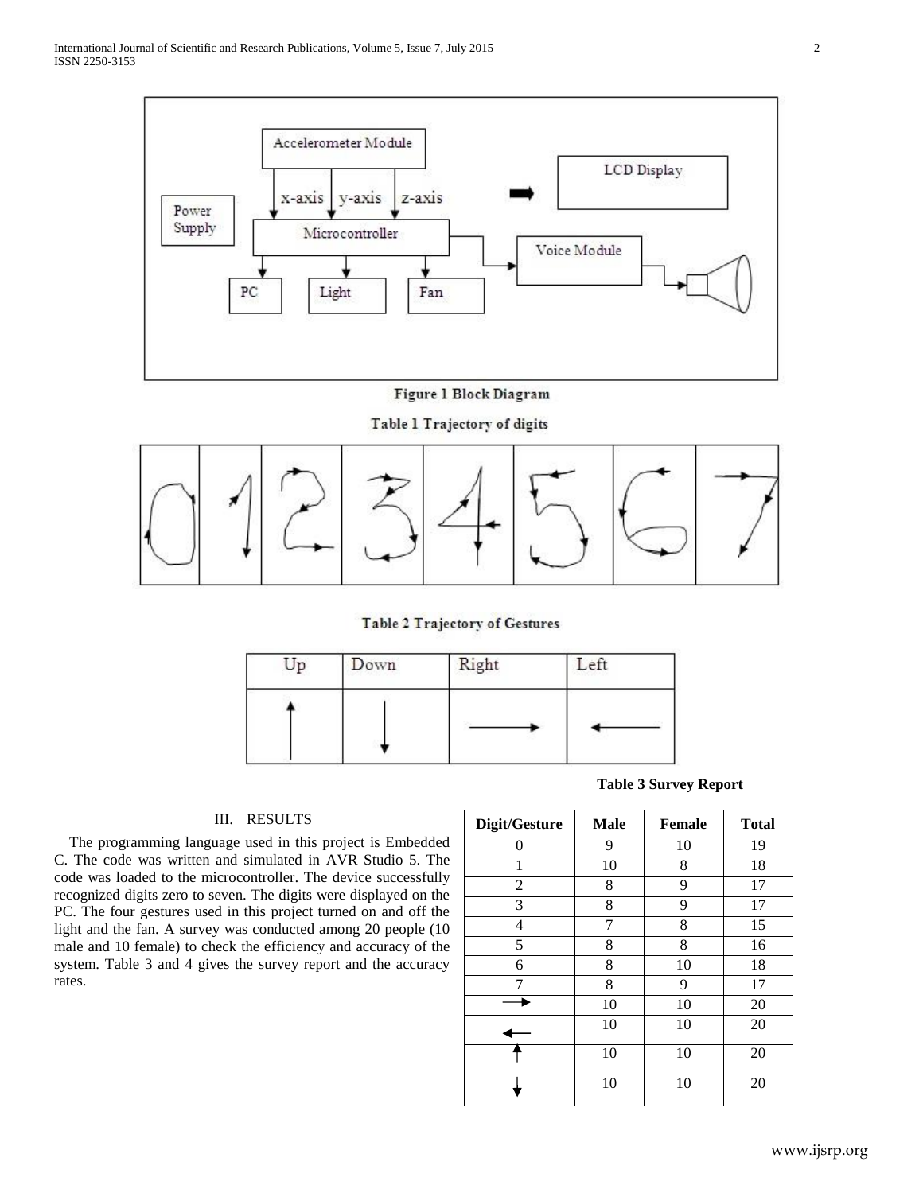Figure 1 Block Diagram

Table 1 Trajectory of digits

Table 2 Trajectory of Gestures

| Up | Down | Right | Left |
|---|---|---|---|
| ↑ | ↓ | → | ← |

## III. RESULTS

The programming language used in this project is Embedded C. The code was written and simulated in AVR Studio 5. The code was loaded to the microcontroller. The device successfully recognized digits zero to seven. The digits were displayed on the PC. The four gestures used in this project turned on and off the light and the fan. A survey was conducted among 20 people (10 male and 10 female) to check the efficiency and accuracy of the system. Table 3 and 4 gives the survey report and the accuracy rates.

**Table 3 Survey Report**

| Digit/Gesture | Male | Female | Total |
|---|---|---|---|
| 0 | 9 | 10 | 19 |
| 1 | 10 | 8 | 18 |
| 2 | 8 | 9 | 17 |
| 3 | 8 | 9 | 17 |
| 4 | 7 | 8 | 15 |
| 5 | 8 | 8 | 16 |
| 6 | 8 | 10 | 18 |
| 7 | 8 | 9 | 17 |
| → | 10 | 10 | 20 |
| ← | 10 | 10 | 20 |
| ↑ | 10 | 10 | 20 |
| ↓ | 10 | 10 | 20 |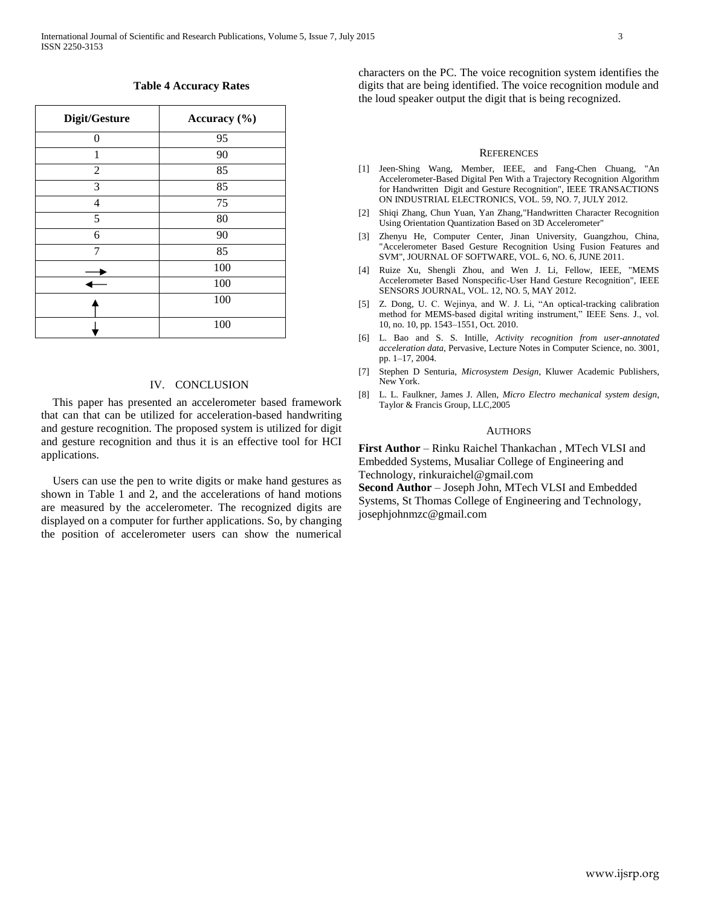**Table 4 Accuracy Rates**

| Digit/Gesture | Accuracy (%) |
| --- | --- |
| 0 | 95 |
| 1 | 90 |
| 2 | 85 |
| 3 | 85 |
| 4 | 75 |
| 5 | 80 |
| 6 | 90 |
| 7 | 85 |
| → | 100 |
| ← | 100 |
| ↑ | 100 |
| ↓ | 100 |

## IV. CONCLUSION

This paper has presented an accelerometer based framework that can that can be utilized for acceleration-based handwriting and gesture recognition. The proposed system is utilized for digit and gesture recognition and thus it is an effective tool for HCI applications.

Users can use the pen to write digits or make hand gestures as shown in Table 1 and 2, and the accelerations of hand motions are measured by the accelerometer. The recognized digits are displayed on a computer for further applications. So, by changing the position of accelerometer users can show the numerical characters on the PC. The voice recognition system identifies the digits that are being identified. The voice recognition module and the loud speaker output the digit that is being recognized.

## REFERENCES

[1] Jeen-Shing Wang, Member, IEEE, and Fang-Chen Chuang, "An Accelerometer-Based Digital Pen With a Trajectory Recognition Algorithm for Handwritten Digit and Gesture Recognition", IEEE TRANSACTIONS ON INDUSTRIAL ELECTRONICS, VOL. 59, NO. 7, JULY 2012.

[2] Shiqi Zhang, Chun Yuan, Yan Zhang,"Handwritten Character Recognition Using Orientation Quantization Based on 3D Accelerometer"

[3] Zhenyu He, Computer Center, Jinan University, Guangzhou, China, "Accelerometer Based Gesture Recognition Using Fusion Features and SVM", JOURNAL OF SOFTWARE, VOL. 6, NO. 6, JUNE 2011.

[4] Ruize Xu, Shengli Zhou, and Wen J. Li, Fellow, IEEE, "MEMS Accelerometer Based Nonspecific-User Hand Gesture Recognition", IEEE SENSORS JOURNAL, VOL. 12, NO. 5, MAY 2012.

[5] Z. Dong, U. C. Wejinya, and W. J. Li, "An optical-tracking calibration method for MEMS-based digital writing instrument," IEEE Sens. J., vol. 10, no. 10, pp. 1543–1551, Oct. 2010.

[6] L. Bao and S. S. Intille, *Activity recognition from user-annotated acceleration data*, Pervasive, Lecture Notes in Computer Science, no. 3001, pp. 1–17, 2004.

[7] Stephen D Senturia, *Microsystem Design*, Kluwer Academic Publishers, New York.

[8] L. L. Faulkner, James J. Allen, *Micro Electro mechanical system design*, Taylor & Francis Group, LLC,2005

## AUTHORS

**First Author** – Rinku Raichel Thankachan , MTech VLSI and Embedded Systems, Musaliar College of Engineering and Technology, rinkuraichel@gmail.com

**Second Author** – Joseph John, MTech VLSI and Embedded Systems, St Thomas College of Engineering and Technology, josephjohnmzc@gmail.com